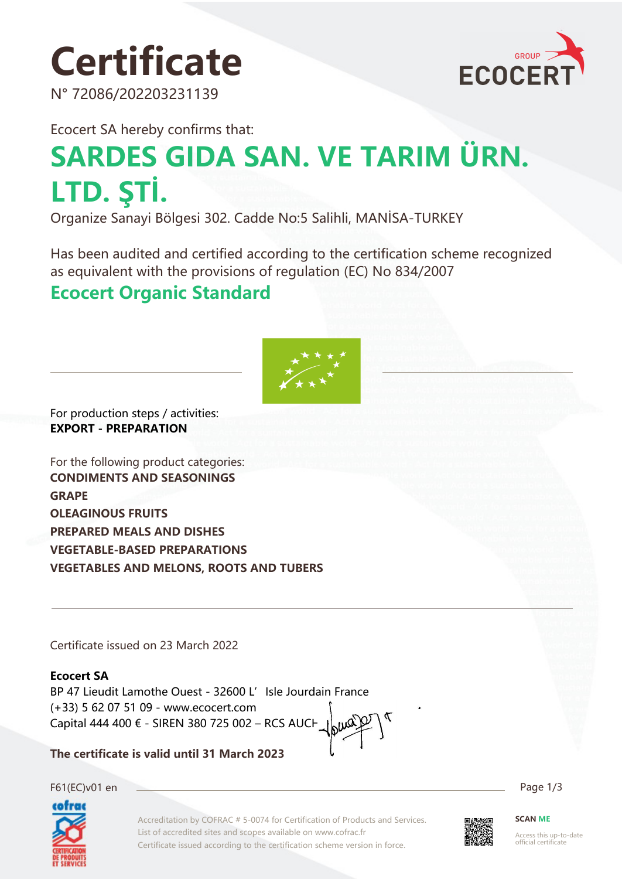# Certificate

N° 72086/202203231139

Ecocert SA hereby confirms that:

## SARDES GIDA SAN. VE TARIM ÜRN. LTD. ŞTİ.

Organize Sanayi Bölgesi 302. Cadde No:5 Salihli, MANİSA-TURKEY

Has been audited and certified according to the certification scheme recognized as equivalent with the provisions of regulation (EC) No 834/2007

## Ecocert Organic Standard

For production steps / activities:
**EXPORT - PREPARATION**

For the following product categories:
**CONDIMENTS AND SEASONINGS**
**GRAPE**
**OLEAGINOUS FRUITS**
**PREPARED MEALS AND DISHES**
**VEGETABLE-BASED PREPARATIONS**
**VEGETABLES AND MELONS, ROOTS AND TUBERS**

Certificate issued on 23 March 2022

**Ecocert SA**
BP 47 Lieudit Lamothe Ouest - 32600 L'Isle Jourdain France
(+33) 5 62 07 51 09 - www.ecocert.com
Capital 444 400 € - SIREN 380 725 002 – RCS AUCH

**The certificate is valid until 31 March 2023**

F61(EC)v01 en

Accreditation by COFRAC # 5-0074 for Certification of Products and Services.
List of accredited sites and scopes available on www.cofrac.fr
Certificate issued according to the certification scheme version in force.

**SCAN ME**
Access this up-to-date official certificate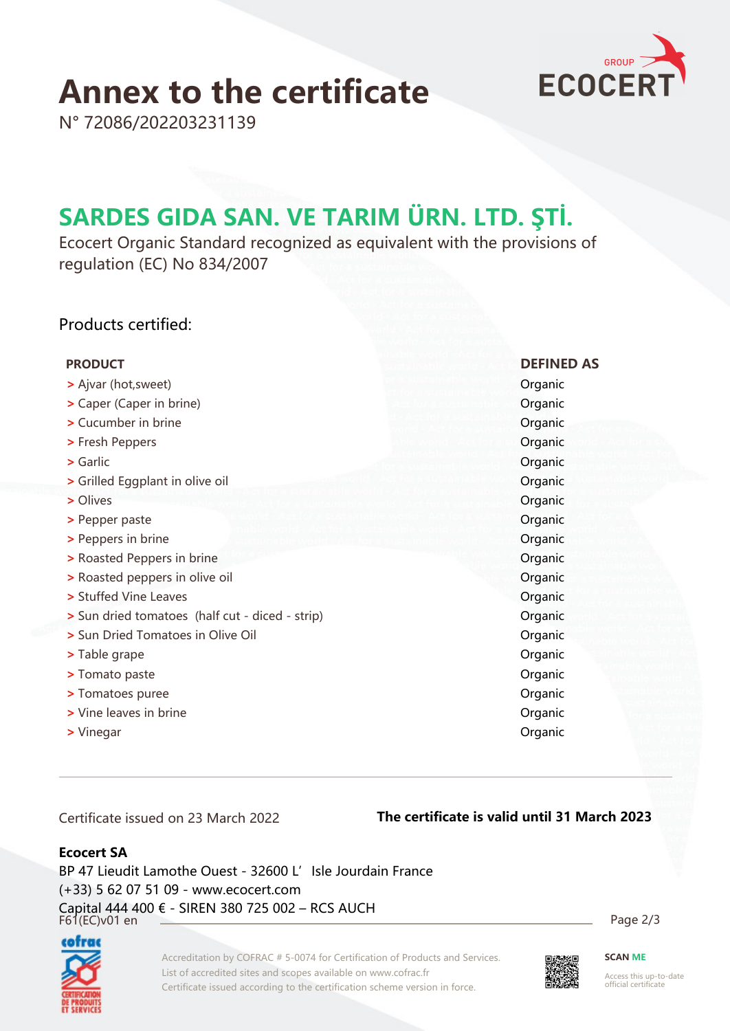# Annex to the certificate

N° 72086/202203231139

## SARDES GIDA SAN. VE TARIM ÜRN. LTD. ŞTİ.

Ecocert Organic Standard recognized as equivalent with the provisions of regulation (EC) No 834/2007

### Products certified:

| PRODUCT | DEFINED AS |
|---|---|
| > Ajvar (hot,sweet) | Organic |
| > Caper (Caper in brine) | Organic |
| > Cucumber in brine | Organic |
| > Fresh Peppers | Organic |
| > Garlic | Organic |
| > Grilled Eggplant in olive oil | Organic |
| > Olives | Organic |
| > Pepper paste | Organic |
| > Peppers in brine | Organic |
| > Roasted Peppers in brine | Organic |
| > Roasted peppers in olive oil | Organic |
| > Stuffed Vine Leaves | Organic |
| > Sun dried tomatoes (half cut - diced - strip) | Organic |
| > Sun Dried Tomatoes in Olive Oil | Organic |
| > Table grape | Organic |
| > Tomato paste | Organic |
| > Tomatoes puree | Organic |
| > Vine leaves in brine | Organic |
| > Vinegar | Organic |

Certificate issued on 23 March 2022

**The certificate is valid until 31 March 2023**

**Ecocert SA**
BP 47 Lieudit Lamothe Ouest - 32600 L' Isle Jourdain France
(+33) 5 62 07 51 09 - www.ecocert.com
Capital 444 400 € - SIREN 380 725 002 – RCS AUCH
F61(EC)v01 en

Accreditation by COFRAC # 5-0074 for Certification of Products and Services.
List of accredited sites and scopes available on www.cofrac.fr
Certificate issued according to the certification scheme version in force.

SCAN ME
Access this up-to-date official certificate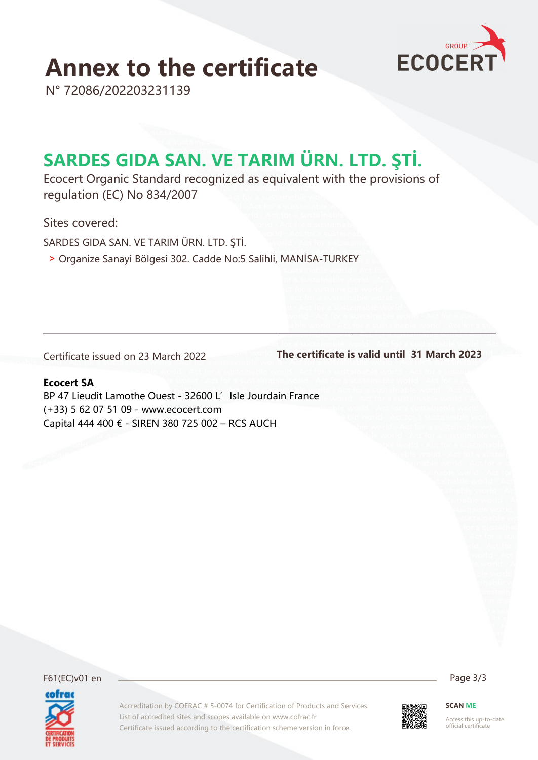# Annex to the certificate

N° 72086/202203231139

## SARDES GIDA SAN. VE TARIM ÜRN. LTD. ŞTİ.

Ecocert Organic Standard recognized as equivalent with the provisions of regulation (EC) No 834/2007

Sites covered:

SARDES GIDA SAN. VE TARIM ÜRN. LTD. ŞTİ.

> Organize Sanayi Bölgesi 302. Cadde No:5 Salihli, MANİSA-TURKEY

---

Certificate issued on 23 March 2022

**The certificate is valid until 31 March 2023**

**Ecocert SA**
BP 47 Lieudit Lamothe Ouest - 32600 L'Isle Jourdain France
(+33) 5 62 07 51 09 - www.ecocert.com
Capital 444 400 € - SIREN 380 725 002 – RCS AUCH

F61(EC)v01 en

Accreditation by COFRAC # 5-0074 for Certification of Products and Services.
List of accredited sites and scopes available on www.cofrac.fr
Certificate issued according to the certification scheme version in force.

SCAN ME
Access this up-to-date official certificate